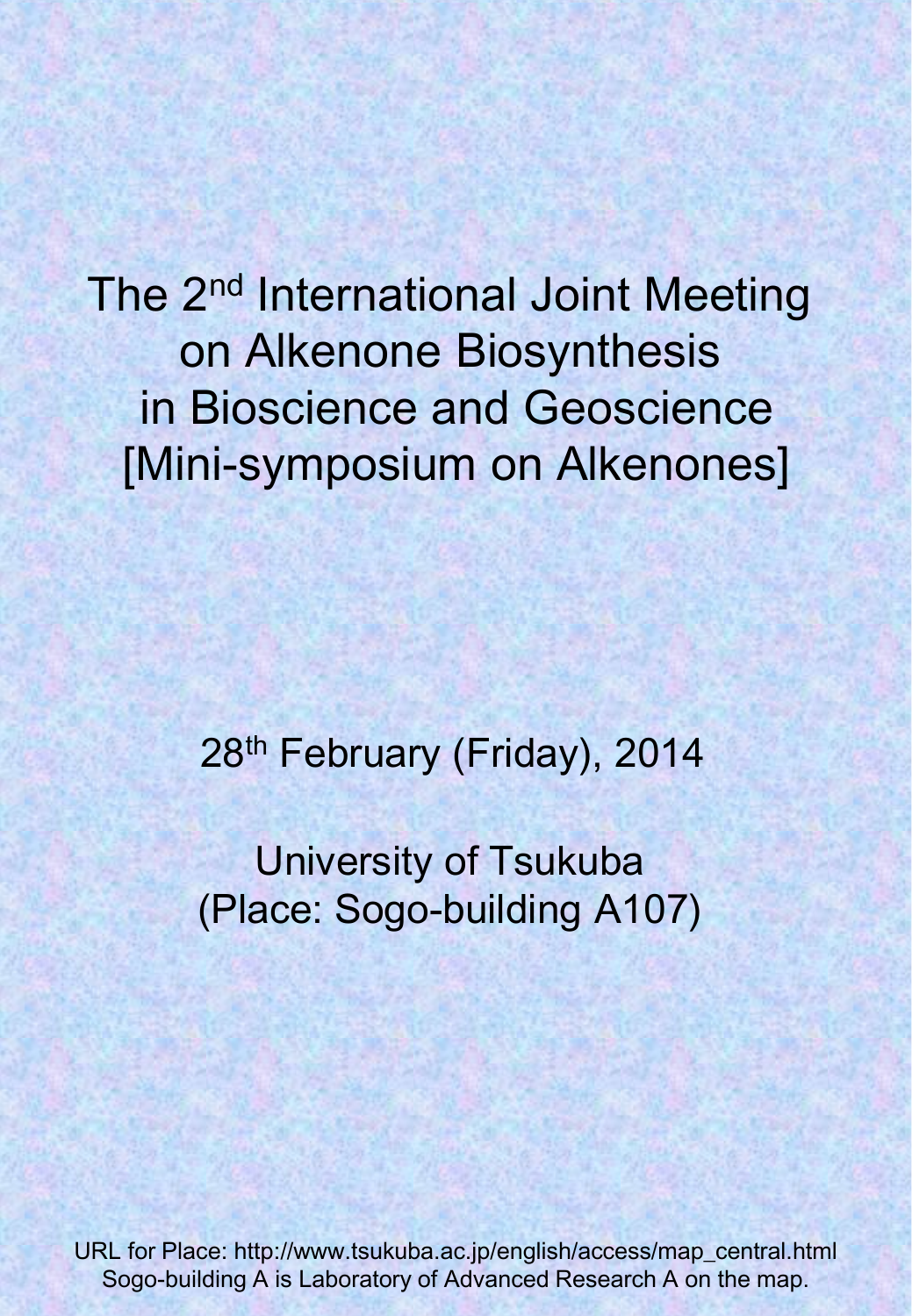# The 2nd International Joint Meeting on Alkenone Biosynthesis in Bioscience and Geoscience [Mini-symposium on Alkenones]

28th February (Friday), 2014

University of Tsukuba
(Place: Sogo-building A107)

URL for Place: http://www.tsukuba.ac.jp/english/access/map_central.html
Sogo-building A is Laboratory of Advanced Research A on the map.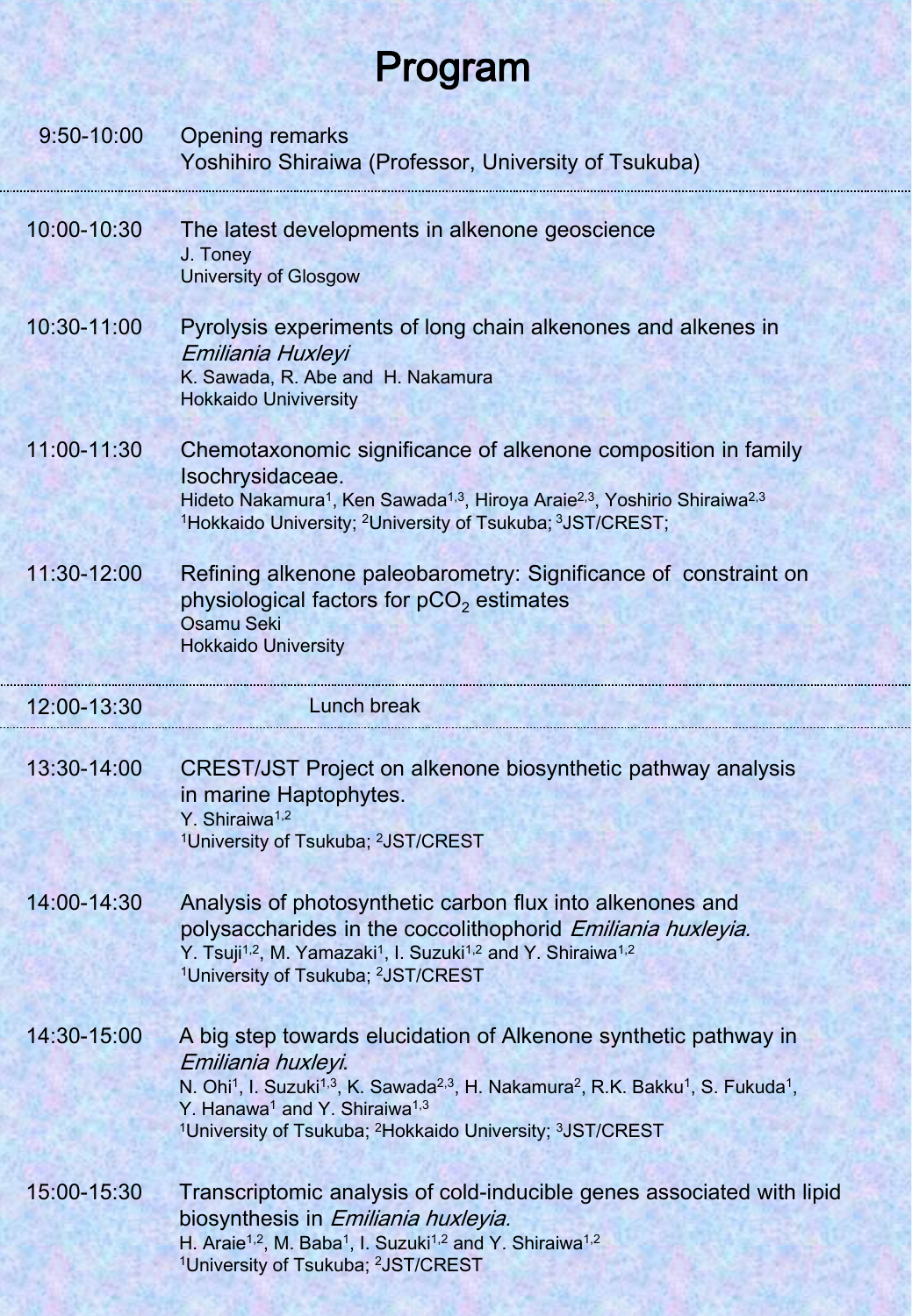# Program

| | |
|---|---|
| 9:50-10:00 | Opening remarks<br>Yoshihiro Shiraiwa (Professor, University of Tsukuba) |
| 10:00-10:30 | The latest developments in alkenone geoscience<br>J. Toney<br>University of Glosgow |
| 10:30-11:00 | Pyrolysis experiments of long chain alkenones and alkenes in *Emiliania Huxleyi*<br>K. Sawada, R. Abe and H. Nakamura<br>Hokkaido Univiversity |
| 11:00-11:30 | Chemotaxonomic significance of alkenone composition in family Isochrysidaceae.<br>Hideto Nakamura[1], Ken Sawada[1,3], Hiroya Araie[2,3], Yoshirio Shiraiwa[2,3]<br>[1]Hokkaido University; [2]University of Tsukuba; [3]JST/CREST; |
| 11:30-12:00 | Refining alkenone paleobarometry: Significance of constraint on physiological factors for $pCO_2$ estimates<br>Osamu Seki<br>Hokkaido University |
| 12:00-13:30 | Lunch break |
| 13:30-14:00 | CREST/JST Project on alkenone biosynthetic pathway analysis in marine Haptophytes.<br>Y. Shiraiwa[1,2]<br>[1]University of Tsukuba; [2]JST/CREST |
| 14:00-14:30 | Analysis of photosynthetic carbon flux into alkenones and polysaccharides in the coccolithophorid *Emiliania huxleyia.*<br>Y. Tsuji[1,2], M. Yamazaki[1], I. Suzuki[1,2] and Y. Shiraiwa[1,2]<br>[1]University of Tsukuba; [2]JST/CREST |
| 14:30-15:00 | A big step towards elucidation of Alkenone synthetic pathway in *Emiliania huxleyi*.<br>N. Ohi[1], I. Suzuki[1,3], K. Sawada[2,3], H. Nakamura[2], R.K. Bakku[1], S. Fukuda[1], Y. Hanawa[1] and Y. Shiraiwa[1,3]<br>[1]University of Tsukuba; [2]Hokkaido University; [3]JST/CREST |
| 15:00-15:30 | Transcriptomic analysis of cold-inducible genes associated with lipid biosynthesis in *Emiliania huxleyia.*<br>H. Araie[1,2], M. Baba[1], I. Suzuki[1,2] and Y. Shiraiwa[1,2]<br>[1]University of Tsukuba; [2]JST/CREST |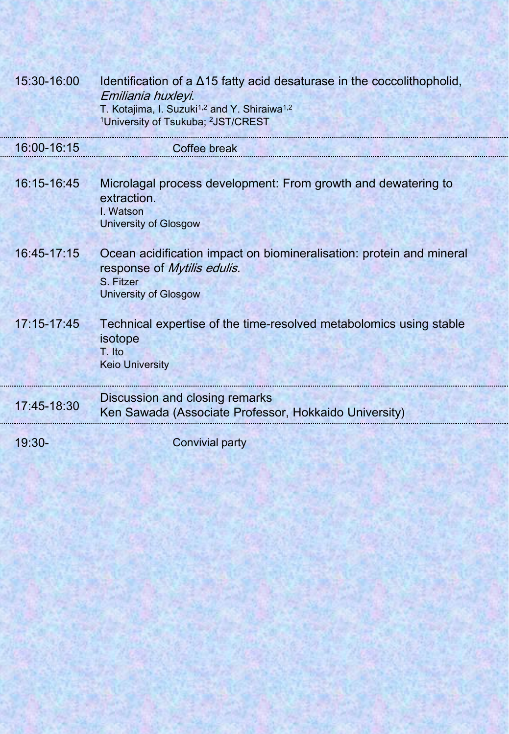15:30-16:00 Identification of a Δ15 fatty acid desaturase in the coccolithopholid, *Emiliania huxleyi*.
T. Kotajima, I. Suzuki[1,2] and Y. Shiraiwa[1,2]
[1]University of Tsukuba; [2]JST/CREST

---

16:00-16:15 Coffee break

---

16:15-16:45 Microlagal process development: From growth and dewatering to extraction.
I. Watson
University of Glosgow

16:45-17:15 Ocean acidification impact on biomineralisation: protein and mineral response of *Mytilis edulis.*
S. Fitzer
University of Glosgow

17:15-17:45 Technical expertise of the time-resolved metabolomics using stable isotope
T. Ito
Keio University

---

17:45-18:30 Discussion and closing remarks
Ken Sawada (Associate Professor, Hokkaido University)

---

19:30- Convivial party